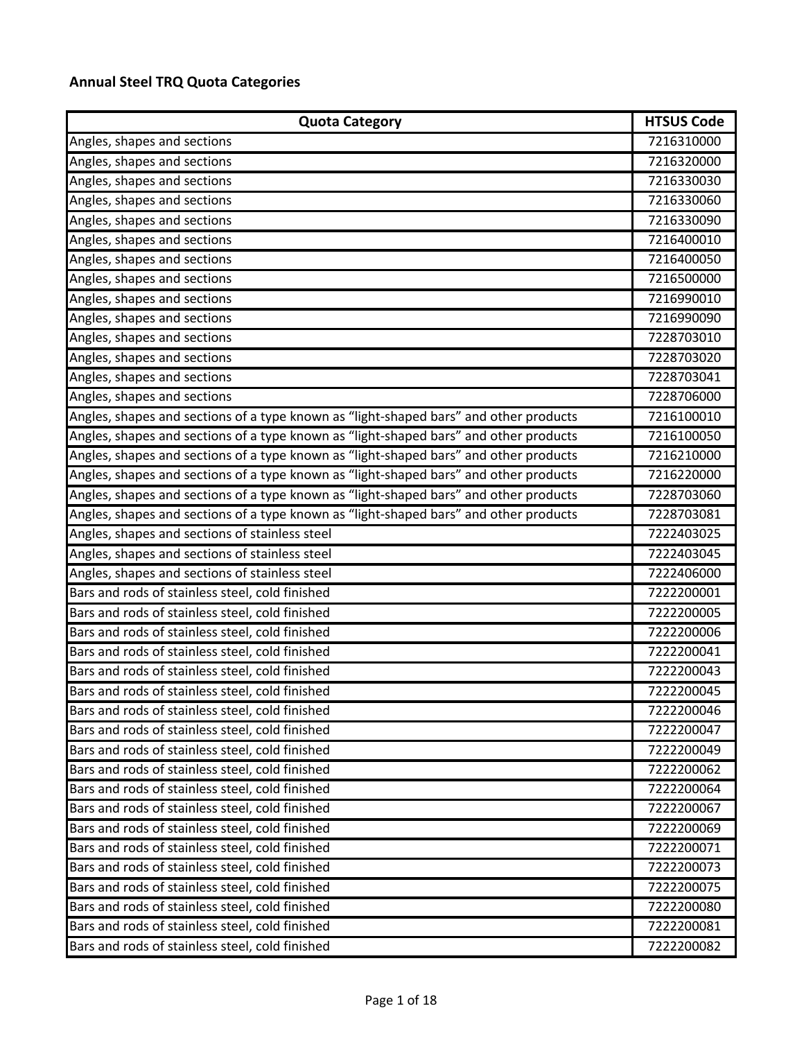**Annual Steel TRQ Quota Categories**

| Quota Category | HTSUS Code |
|---|---|
| Angles, shapes and sections | 7216310000 |
| Angles, shapes and sections | 7216320000 |
| Angles, shapes and sections | 7216330030 |
| Angles, shapes and sections | 7216330060 |
| Angles, shapes and sections | 7216330090 |
| Angles, shapes and sections | 7216400010 |
| Angles, shapes and sections | 7216400050 |
| Angles, shapes and sections | 7216500000 |
| Angles, shapes and sections | 7216990010 |
| Angles, shapes and sections | 7216990090 |
| Angles, shapes and sections | 7228703010 |
| Angles, shapes and sections | 7228703020 |
| Angles, shapes and sections | 7228703041 |
| Angles, shapes and sections | 7228706000 |
| Angles, shapes and sections of a type known as “light-shaped bars” and other products | 7216100010 |
| Angles, shapes and sections of a type known as “light-shaped bars” and other products | 7216100050 |
| Angles, shapes and sections of a type known as “light-shaped bars” and other products | 7216210000 |
| Angles, shapes and sections of a type known as “light-shaped bars” and other products | 7216220000 |
| Angles, shapes and sections of a type known as “light-shaped bars” and other products | 7228703060 |
| Angles, shapes and sections of a type known as “light-shaped bars” and other products | 7228703081 |
| Angles, shapes and sections of stainless steel | 7222403025 |
| Angles, shapes and sections of stainless steel | 7222403045 |
| Angles, shapes and sections of stainless steel | 7222406000 |
| Bars and rods of stainless steel, cold finished | 7222200001 |
| Bars and rods of stainless steel, cold finished | 7222200005 |
| Bars and rods of stainless steel, cold finished | 7222200006 |
| Bars and rods of stainless steel, cold finished | 7222200041 |
| Bars and rods of stainless steel, cold finished | 7222200043 |
| Bars and rods of stainless steel, cold finished | 7222200045 |
| Bars and rods of stainless steel, cold finished | 7222200046 |
| Bars and rods of stainless steel, cold finished | 7222200047 |
| Bars and rods of stainless steel, cold finished | 7222200049 |
| Bars and rods of stainless steel, cold finished | 7222200062 |
| Bars and rods of stainless steel, cold finished | 7222200064 |
| Bars and rods of stainless steel, cold finished | 7222200067 |
| Bars and rods of stainless steel, cold finished | 7222200069 |
| Bars and rods of stainless steel, cold finished | 7222200071 |
| Bars and rods of stainless steel, cold finished | 7222200073 |
| Bars and rods of stainless steel, cold finished | 7222200075 |
| Bars and rods of stainless steel, cold finished | 7222200080 |
| Bars and rods of stainless steel, cold finished | 7222200081 |
| Bars and rods of stainless steel, cold finished | 7222200082 |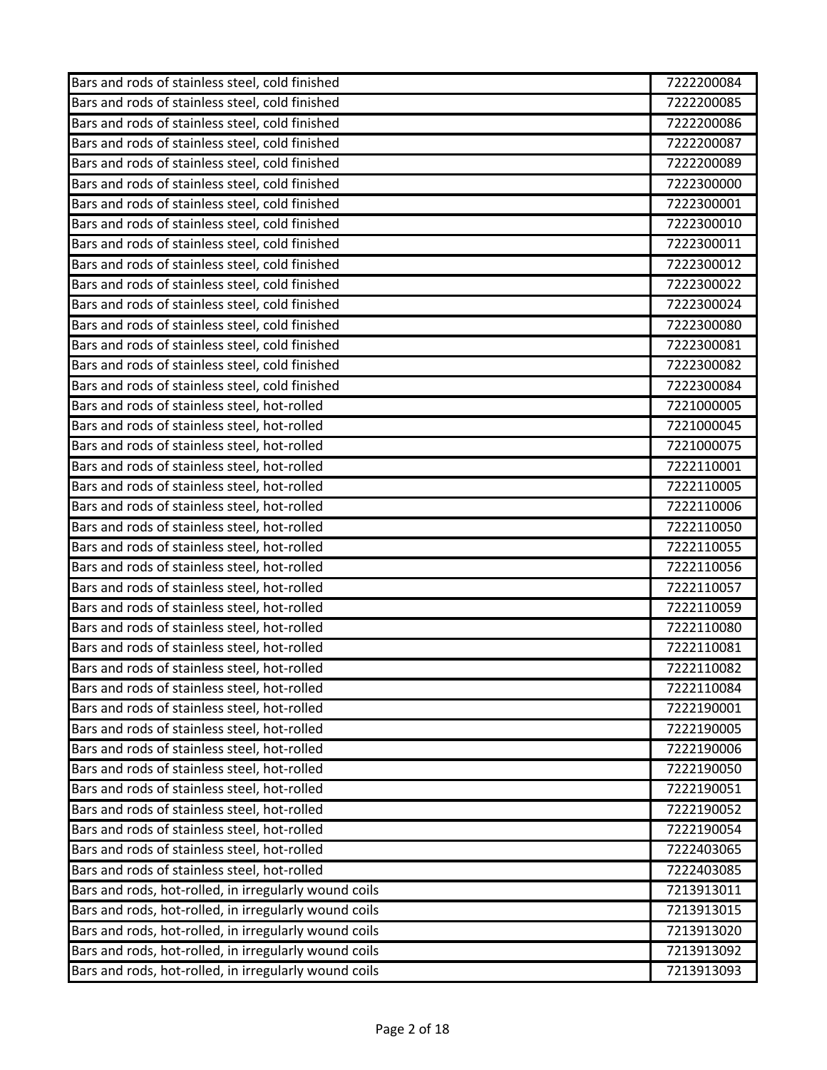| | |
|---|---|
| Bars and rods of stainless steel, cold finished | 7222200084 |
| Bars and rods of stainless steel, cold finished | 7222200085 |
| Bars and rods of stainless steel, cold finished | 7222200086 |
| Bars and rods of stainless steel, cold finished | 7222200087 |
| Bars and rods of stainless steel, cold finished | 7222200089 |
| Bars and rods of stainless steel, cold finished | 7222300000 |
| Bars and rods of stainless steel, cold finished | 7222300001 |
| Bars and rods of stainless steel, cold finished | 7222300010 |
| Bars and rods of stainless steel, cold finished | 7222300011 |
| Bars and rods of stainless steel, cold finished | 7222300012 |
| Bars and rods of stainless steel, cold finished | 7222300022 |
| Bars and rods of stainless steel, cold finished | 7222300024 |
| Bars and rods of stainless steel, cold finished | 7222300080 |
| Bars and rods of stainless steel, cold finished | 7222300081 |
| Bars and rods of stainless steel, cold finished | 7222300082 |
| Bars and rods of stainless steel, cold finished | 7222300084 |
| Bars and rods of stainless steel, hot-rolled | 7221000005 |
| Bars and rods of stainless steel, hot-rolled | 7221000045 |
| Bars and rods of stainless steel, hot-rolled | 7221000075 |
| Bars and rods of stainless steel, hot-rolled | 7222110001 |
| Bars and rods of stainless steel, hot-rolled | 7222110005 |
| Bars and rods of stainless steel, hot-rolled | 7222110006 |
| Bars and rods of stainless steel, hot-rolled | 7222110050 |
| Bars and rods of stainless steel, hot-rolled | 7222110055 |
| Bars and rods of stainless steel, hot-rolled | 7222110056 |
| Bars and rods of stainless steel, hot-rolled | 7222110057 |
| Bars and rods of stainless steel, hot-rolled | 7222110059 |
| Bars and rods of stainless steel, hot-rolled | 7222110080 |
| Bars and rods of stainless steel, hot-rolled | 7222110081 |
| Bars and rods of stainless steel, hot-rolled | 7222110082 |
| Bars and rods of stainless steel, hot-rolled | 7222110084 |
| Bars and rods of stainless steel, hot-rolled | 7222190001 |
| Bars and rods of stainless steel, hot-rolled | 7222190005 |
| Bars and rods of stainless steel, hot-rolled | 7222190006 |
| Bars and rods of stainless steel, hot-rolled | 7222190050 |
| Bars and rods of stainless steel, hot-rolled | 7222190051 |
| Bars and rods of stainless steel, hot-rolled | 7222190052 |
| Bars and rods of stainless steel, hot-rolled | 7222190054 |
| Bars and rods of stainless steel, hot-rolled | 7222403065 |
| Bars and rods of stainless steel, hot-rolled | 7222403085 |
| Bars and rods, hot-rolled, in irregularly wound coils | 7213913011 |
| Bars and rods, hot-rolled, in irregularly wound coils | 7213913015 |
| Bars and rods, hot-rolled, in irregularly wound coils | 7213913020 |
| Bars and rods, hot-rolled, in irregularly wound coils | 7213913092 |
| Bars and rods, hot-rolled, in irregularly wound coils | 7213913093 |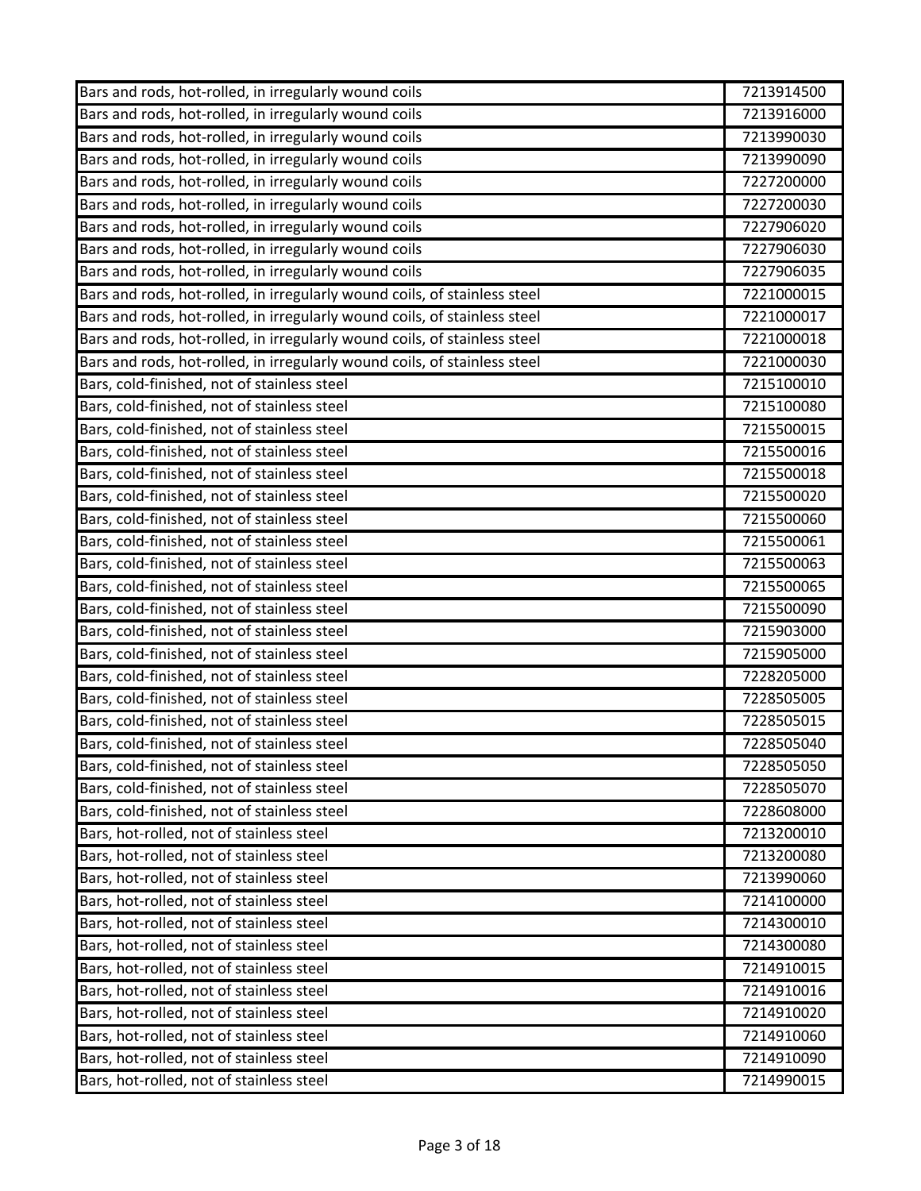| | |
|---|---|
| Bars and rods, hot-rolled, in irregularly wound coils | 7213914500 |
| Bars and rods, hot-rolled, in irregularly wound coils | 7213916000 |
| Bars and rods, hot-rolled, in irregularly wound coils | 7213990030 |
| Bars and rods, hot-rolled, in irregularly wound coils | 7213990090 |
| Bars and rods, hot-rolled, in irregularly wound coils | 7227200000 |
| Bars and rods, hot-rolled, in irregularly wound coils | 7227200030 |
| Bars and rods, hot-rolled, in irregularly wound coils | 7227906020 |
| Bars and rods, hot-rolled, in irregularly wound coils | 7227906030 |
| Bars and rods, hot-rolled, in irregularly wound coils | 7227906035 |
| Bars and rods, hot-rolled, in irregularly wound coils, of stainless steel | 7221000015 |
| Bars and rods, hot-rolled, in irregularly wound coils, of stainless steel | 7221000017 |
| Bars and rods, hot-rolled, in irregularly wound coils, of stainless steel | 7221000018 |
| Bars and rods, hot-rolled, in irregularly wound coils, of stainless steel | 7221000030 |
| Bars, cold-finished, not of stainless steel | 7215100010 |
| Bars, cold-finished, not of stainless steel | 7215100080 |
| Bars, cold-finished, not of stainless steel | 7215500015 |
| Bars, cold-finished, not of stainless steel | 7215500016 |
| Bars, cold-finished, not of stainless steel | 7215500018 |
| Bars, cold-finished, not of stainless steel | 7215500020 |
| Bars, cold-finished, not of stainless steel | 7215500060 |
| Bars, cold-finished, not of stainless steel | 7215500061 |
| Bars, cold-finished, not of stainless steel | 7215500063 |
| Bars, cold-finished, not of stainless steel | 7215500065 |
| Bars, cold-finished, not of stainless steel | 7215500090 |
| Bars, cold-finished, not of stainless steel | 7215903000 |
| Bars, cold-finished, not of stainless steel | 7215905000 |
| Bars, cold-finished, not of stainless steel | 7228205000 |
| Bars, cold-finished, not of stainless steel | 7228505005 |
| Bars, cold-finished, not of stainless steel | 7228505015 |
| Bars, cold-finished, not of stainless steel | 7228505040 |
| Bars, cold-finished, not of stainless steel | 7228505050 |
| Bars, cold-finished, not of stainless steel | 7228505070 |
| Bars, cold-finished, not of stainless steel | 7228608000 |
| Bars, hot-rolled, not of stainless steel | 7213200010 |
| Bars, hot-rolled, not of stainless steel | 7213200080 |
| Bars, hot-rolled, not of stainless steel | 7213990060 |
| Bars, hot-rolled, not of stainless steel | 7214100000 |
| Bars, hot-rolled, not of stainless steel | 7214300010 |
| Bars, hot-rolled, not of stainless steel | 7214300080 |
| Bars, hot-rolled, not of stainless steel | 7214910015 |
| Bars, hot-rolled, not of stainless steel | 7214910016 |
| Bars, hot-rolled, not of stainless steel | 7214910020 |
| Bars, hot-rolled, not of stainless steel | 7214910060 |
| Bars, hot-rolled, not of stainless steel | 7214910090 |
| Bars, hot-rolled, not of stainless steel | 7214990015 |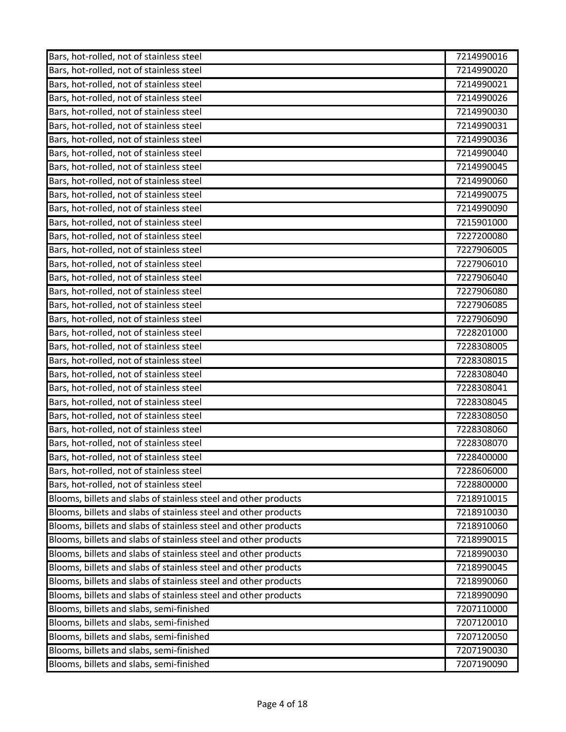| Bars, hot-rolled, not of stainless steel | 7214990016 |
|---|---|
| Bars, hot-rolled, not of stainless steel | 7214990020 |
| Bars, hot-rolled, not of stainless steel | 7214990021 |
| Bars, hot-rolled, not of stainless steel | 7214990026 |
| Bars, hot-rolled, not of stainless steel | 7214990030 |
| Bars, hot-rolled, not of stainless steel | 7214990031 |
| Bars, hot-rolled, not of stainless steel | 7214990036 |
| Bars, hot-rolled, not of stainless steel | 7214990040 |
| Bars, hot-rolled, not of stainless steel | 7214990045 |
| Bars, hot-rolled, not of stainless steel | 7214990060 |
| Bars, hot-rolled, not of stainless steel | 7214990075 |
| Bars, hot-rolled, not of stainless steel | 7214990090 |
| Bars, hot-rolled, not of stainless steel | 7215901000 |
| Bars, hot-rolled, not of stainless steel | 7227200080 |
| Bars, hot-rolled, not of stainless steel | 7227906005 |
| Bars, hot-rolled, not of stainless steel | 7227906010 |
| Bars, hot-rolled, not of stainless steel | 7227906040 |
| Bars, hot-rolled, not of stainless steel | 7227906080 |
| Bars, hot-rolled, not of stainless steel | 7227906085 |
| Bars, hot-rolled, not of stainless steel | 7227906090 |
| Bars, hot-rolled, not of stainless steel | 7228201000 |
| Bars, hot-rolled, not of stainless steel | 7228308005 |
| Bars, hot-rolled, not of stainless steel | 7228308015 |
| Bars, hot-rolled, not of stainless steel | 7228308040 |
| Bars, hot-rolled, not of stainless steel | 7228308041 |
| Bars, hot-rolled, not of stainless steel | 7228308045 |
| Bars, hot-rolled, not of stainless steel | 7228308050 |
| Bars, hot-rolled, not of stainless steel | 7228308060 |
| Bars, hot-rolled, not of stainless steel | 7228308070 |
| Bars, hot-rolled, not of stainless steel | 7228400000 |
| Bars, hot-rolled, not of stainless steel | 7228606000 |
| Bars, hot-rolled, not of stainless steel | 7228800000 |
| Blooms, billets and slabs of stainless steel and other products | 7218910015 |
| Blooms, billets and slabs of stainless steel and other products | 7218910030 |
| Blooms, billets and slabs of stainless steel and other products | 7218910060 |
| Blooms, billets and slabs of stainless steel and other products | 7218990015 |
| Blooms, billets and slabs of stainless steel and other products | 7218990030 |
| Blooms, billets and slabs of stainless steel and other products | 7218990045 |
| Blooms, billets and slabs of stainless steel and other products | 7218990060 |
| Blooms, billets and slabs of stainless steel and other products | 7218990090 |
| Blooms, billets and slabs, semi-finished | 7207110000 |
| Blooms, billets and slabs, semi-finished | 7207120010 |
| Blooms, billets and slabs, semi-finished | 7207120050 |
| Blooms, billets and slabs, semi-finished | 7207190030 |
| Blooms, billets and slabs, semi-finished | 7207190090 |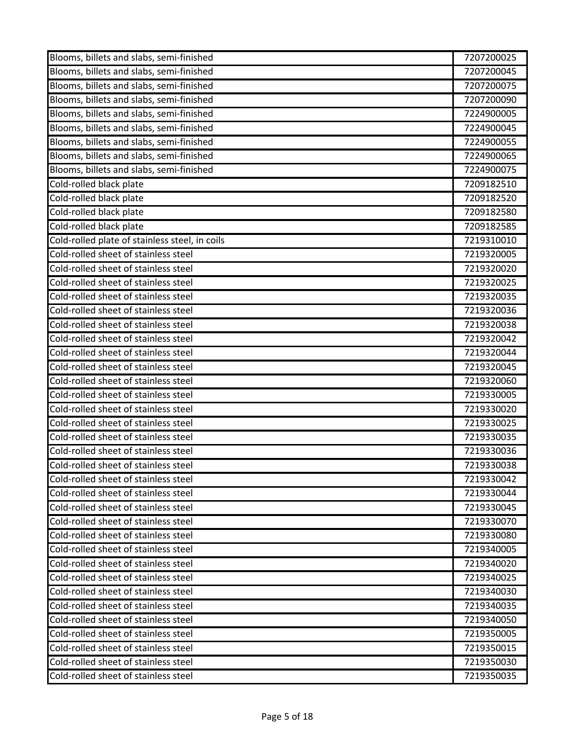| | |
|---|---|
| Blooms, billets and slabs, semi-finished | 7207200025 |
| Blooms, billets and slabs, semi-finished | 7207200045 |
| Blooms, billets and slabs, semi-finished | 7207200075 |
| Blooms, billets and slabs, semi-finished | 7207200090 |
| Blooms, billets and slabs, semi-finished | 7224900005 |
| Blooms, billets and slabs, semi-finished | 7224900045 |
| Blooms, billets and slabs, semi-finished | 7224900055 |
| Blooms, billets and slabs, semi-finished | 7224900065 |
| Blooms, billets and slabs, semi-finished | 7224900075 |
| Cold-rolled black plate | 7209182510 |
| Cold-rolled black plate | 7209182520 |
| Cold-rolled black plate | 7209182580 |
| Cold-rolled black plate | 7209182585 |
| Cold-rolled plate of stainless steel, in coils | 7219310010 |
| Cold-rolled sheet of stainless steel | 7219320005 |
| Cold-rolled sheet of stainless steel | 7219320020 |
| Cold-rolled sheet of stainless steel | 7219320025 |
| Cold-rolled sheet of stainless steel | 7219320035 |
| Cold-rolled sheet of stainless steel | 7219320036 |
| Cold-rolled sheet of stainless steel | 7219320038 |
| Cold-rolled sheet of stainless steel | 7219320042 |
| Cold-rolled sheet of stainless steel | 7219320044 |
| Cold-rolled sheet of stainless steel | 7219320045 |
| Cold-rolled sheet of stainless steel | 7219320060 |
| Cold-rolled sheet of stainless steel | 7219330005 |
| Cold-rolled sheet of stainless steel | 7219330020 |
| Cold-rolled sheet of stainless steel | 7219330025 |
| Cold-rolled sheet of stainless steel | 7219330035 |
| Cold-rolled sheet of stainless steel | 7219330036 |
| Cold-rolled sheet of stainless steel | 7219330038 |
| Cold-rolled sheet of stainless steel | 7219330042 |
| Cold-rolled sheet of stainless steel | 7219330044 |
| Cold-rolled sheet of stainless steel | 7219330045 |
| Cold-rolled sheet of stainless steel | 7219330070 |
| Cold-rolled sheet of stainless steel | 7219330080 |
| Cold-rolled sheet of stainless steel | 7219340005 |
| Cold-rolled sheet of stainless steel | 7219340020 |
| Cold-rolled sheet of stainless steel | 7219340025 |
| Cold-rolled sheet of stainless steel | 7219340030 |
| Cold-rolled sheet of stainless steel | 7219340035 |
| Cold-rolled sheet of stainless steel | 7219340050 |
| Cold-rolled sheet of stainless steel | 7219350005 |
| Cold-rolled sheet of stainless steel | 7219350015 |
| Cold-rolled sheet of stainless steel | 7219350030 |
| Cold-rolled sheet of stainless steel | 7219350035 |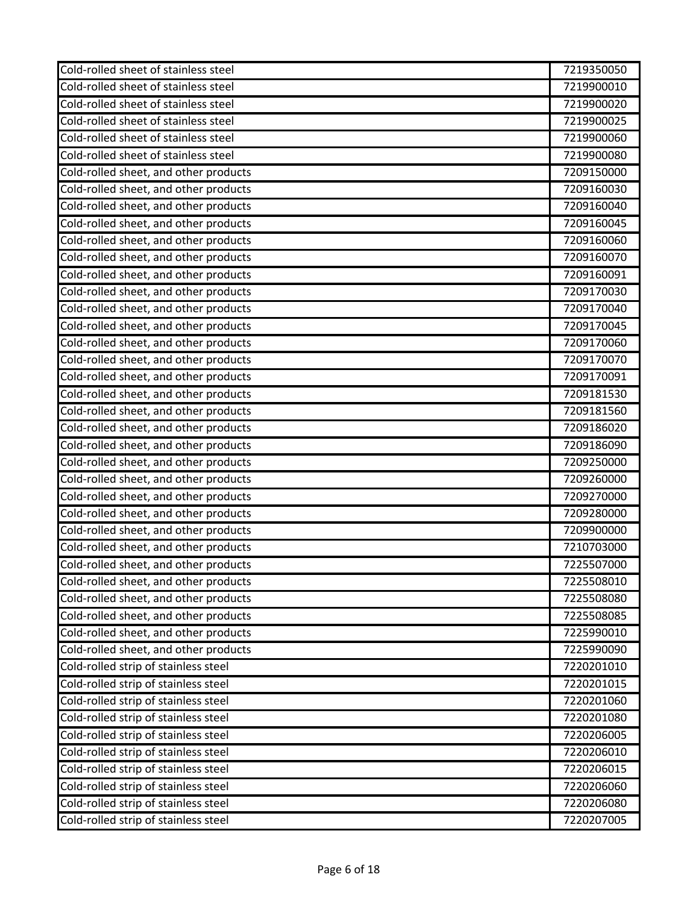| | |
|---|---|
| Cold-rolled sheet of stainless steel | 7219350050 |
| Cold-rolled sheet of stainless steel | 7219900010 |
| Cold-rolled sheet of stainless steel | 7219900020 |
| Cold-rolled sheet of stainless steel | 7219900025 |
| Cold-rolled sheet of stainless steel | 7219900060 |
| Cold-rolled sheet of stainless steel | 7219900080 |
| Cold-rolled sheet, and other products | 7209150000 |
| Cold-rolled sheet, and other products | 7209160030 |
| Cold-rolled sheet, and other products | 7209160040 |
| Cold-rolled sheet, and other products | 7209160045 |
| Cold-rolled sheet, and other products | 7209160060 |
| Cold-rolled sheet, and other products | 7209160070 |
| Cold-rolled sheet, and other products | 7209160091 |
| Cold-rolled sheet, and other products | 7209170030 |
| Cold-rolled sheet, and other products | 7209170040 |
| Cold-rolled sheet, and other products | 7209170045 |
| Cold-rolled sheet, and other products | 7209170060 |
| Cold-rolled sheet, and other products | 7209170070 |
| Cold-rolled sheet, and other products | 7209170091 |
| Cold-rolled sheet, and other products | 7209181530 |
| Cold-rolled sheet, and other products | 7209181560 |
| Cold-rolled sheet, and other products | 7209186020 |
| Cold-rolled sheet, and other products | 7209186090 |
| Cold-rolled sheet, and other products | 7209250000 |
| Cold-rolled sheet, and other products | 7209260000 |
| Cold-rolled sheet, and other products | 7209270000 |
| Cold-rolled sheet, and other products | 7209280000 |
| Cold-rolled sheet, and other products | 7209900000 |
| Cold-rolled sheet, and other products | 7210703000 |
| Cold-rolled sheet, and other products | 7225507000 |
| Cold-rolled sheet, and other products | 7225508010 |
| Cold-rolled sheet, and other products | 7225508080 |
| Cold-rolled sheet, and other products | 7225508085 |
| Cold-rolled sheet, and other products | 7225990010 |
| Cold-rolled sheet, and other products | 7225990090 |
| Cold-rolled strip of stainless steel | 7220201010 |
| Cold-rolled strip of stainless steel | 7220201015 |
| Cold-rolled strip of stainless steel | 7220201060 |
| Cold-rolled strip of stainless steel | 7220201080 |
| Cold-rolled strip of stainless steel | 7220206005 |
| Cold-rolled strip of stainless steel | 7220206010 |
| Cold-rolled strip of stainless steel | 7220206015 |
| Cold-rolled strip of stainless steel | 7220206060 |
| Cold-rolled strip of stainless steel | 7220206080 |
| Cold-rolled strip of stainless steel | 7220207005 |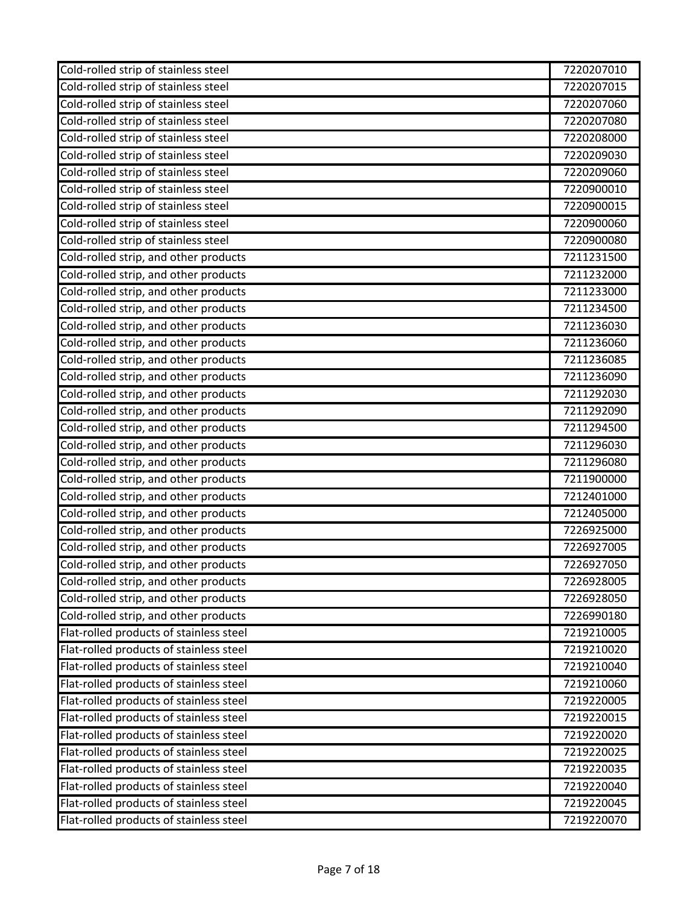| | |
|---|---|
| Cold-rolled strip of stainless steel | 7220207010 |
| Cold-rolled strip of stainless steel | 7220207015 |
| Cold-rolled strip of stainless steel | 7220207060 |
| Cold-rolled strip of stainless steel | 7220207080 |
| Cold-rolled strip of stainless steel | 7220208000 |
| Cold-rolled strip of stainless steel | 7220209030 |
| Cold-rolled strip of stainless steel | 7220209060 |
| Cold-rolled strip of stainless steel | 7220900010 |
| Cold-rolled strip of stainless steel | 7220900015 |
| Cold-rolled strip of stainless steel | 7220900060 |
| Cold-rolled strip of stainless steel | 7220900080 |
| Cold-rolled strip, and other products | 7211231500 |
| Cold-rolled strip, and other products | 7211232000 |
| Cold-rolled strip, and other products | 7211233000 |
| Cold-rolled strip, and other products | 7211234500 |
| Cold-rolled strip, and other products | 7211236030 |
| Cold-rolled strip, and other products | 7211236060 |
| Cold-rolled strip, and other products | 7211236085 |
| Cold-rolled strip, and other products | 7211236090 |
| Cold-rolled strip, and other products | 7211292030 |
| Cold-rolled strip, and other products | 7211292090 |
| Cold-rolled strip, and other products | 7211294500 |
| Cold-rolled strip, and other products | 7211296030 |
| Cold-rolled strip, and other products | 7211296080 |
| Cold-rolled strip, and other products | 7211900000 |
| Cold-rolled strip, and other products | 7212401000 |
| Cold-rolled strip, and other products | 7212405000 |
| Cold-rolled strip, and other products | 7226925000 |
| Cold-rolled strip, and other products | 7226927005 |
| Cold-rolled strip, and other products | 7226927050 |
| Cold-rolled strip, and other products | 7226928005 |
| Cold-rolled strip, and other products | 7226928050 |
| Cold-rolled strip, and other products | 7226990180 |
| Flat-rolled products of stainless steel | 7219210005 |
| Flat-rolled products of stainless steel | 7219210020 |
| Flat-rolled products of stainless steel | 7219210040 |
| Flat-rolled products of stainless steel | 7219210060 |
| Flat-rolled products of stainless steel | 7219220005 |
| Flat-rolled products of stainless steel | 7219220015 |
| Flat-rolled products of stainless steel | 7219220020 |
| Flat-rolled products of stainless steel | 7219220025 |
| Flat-rolled products of stainless steel | 7219220035 |
| Flat-rolled products of stainless steel | 7219220040 |
| Flat-rolled products of stainless steel | 7219220045 |
| Flat-rolled products of stainless steel | 7219220070 |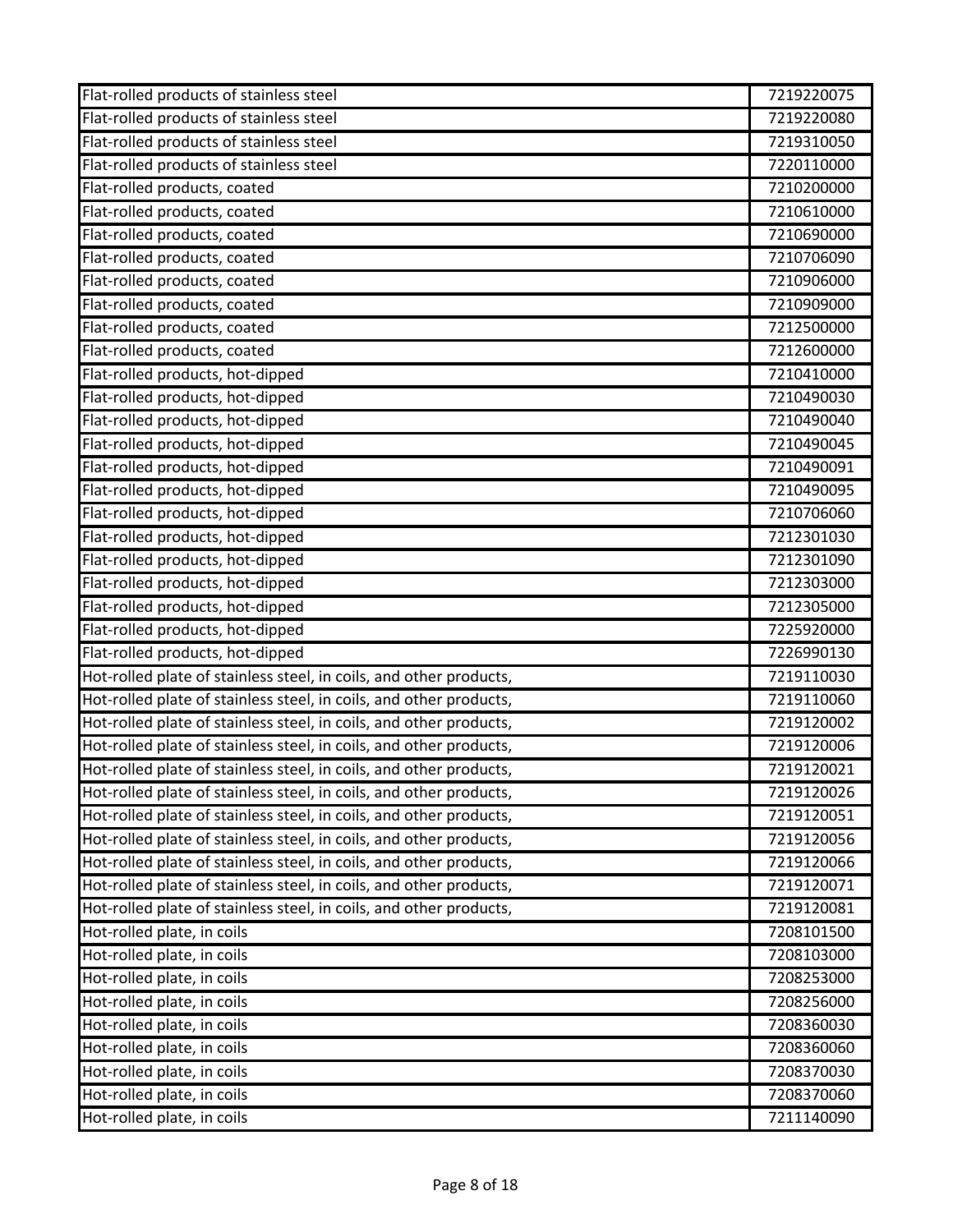| | |
|---|---|
| Flat-rolled products of stainless steel | 7219220075 |
| Flat-rolled products of stainless steel | 7219220080 |
| Flat-rolled products of stainless steel | 7219310050 |
| Flat-rolled products of stainless steel | 7220110000 |
| Flat-rolled products, coated | 7210200000 |
| Flat-rolled products, coated | 7210610000 |
| Flat-rolled products, coated | 7210690000 |
| Flat-rolled products, coated | 7210706090 |
| Flat-rolled products, coated | 7210906000 |
| Flat-rolled products, coated | 7210909000 |
| Flat-rolled products, coated | 7212500000 |
| Flat-rolled products, coated | 7212600000 |
| Flat-rolled products, hot-dipped | 7210410000 |
| Flat-rolled products, hot-dipped | 7210490030 |
| Flat-rolled products, hot-dipped | 7210490040 |
| Flat-rolled products, hot-dipped | 7210490045 |
| Flat-rolled products, hot-dipped | 7210490091 |
| Flat-rolled products, hot-dipped | 7210490095 |
| Flat-rolled products, hot-dipped | 7210706060 |
| Flat-rolled products, hot-dipped | 7212301030 |
| Flat-rolled products, hot-dipped | 7212301090 |
| Flat-rolled products, hot-dipped | 7212303000 |
| Flat-rolled products, hot-dipped | 7212305000 |
| Flat-rolled products, hot-dipped | 7225920000 |
| Flat-rolled products, hot-dipped | 7226990130 |
| Hot-rolled plate of stainless steel, in coils, and other products, | 7219110030 |
| Hot-rolled plate of stainless steel, in coils, and other products, | 7219110060 |
| Hot-rolled plate of stainless steel, in coils, and other products, | 7219120002 |
| Hot-rolled plate of stainless steel, in coils, and other products, | 7219120006 |
| Hot-rolled plate of stainless steel, in coils, and other products, | 7219120021 |
| Hot-rolled plate of stainless steel, in coils, and other products, | 7219120026 |
| Hot-rolled plate of stainless steel, in coils, and other products, | 7219120051 |
| Hot-rolled plate of stainless steel, in coils, and other products, | 7219120056 |
| Hot-rolled plate of stainless steel, in coils, and other products, | 7219120066 |
| Hot-rolled plate of stainless steel, in coils, and other products, | 7219120071 |
| Hot-rolled plate of stainless steel, in coils, and other products, | 7219120081 |
| Hot-rolled plate, in coils | 7208101500 |
| Hot-rolled plate, in coils | 7208103000 |
| Hot-rolled plate, in coils | 7208253000 |
| Hot-rolled plate, in coils | 7208256000 |
| Hot-rolled plate, in coils | 7208360030 |
| Hot-rolled plate, in coils | 7208360060 |
| Hot-rolled plate, in coils | 7208370030 |
| Hot-rolled plate, in coils | 7208370060 |
| Hot-rolled plate, in coils | 7211140090 |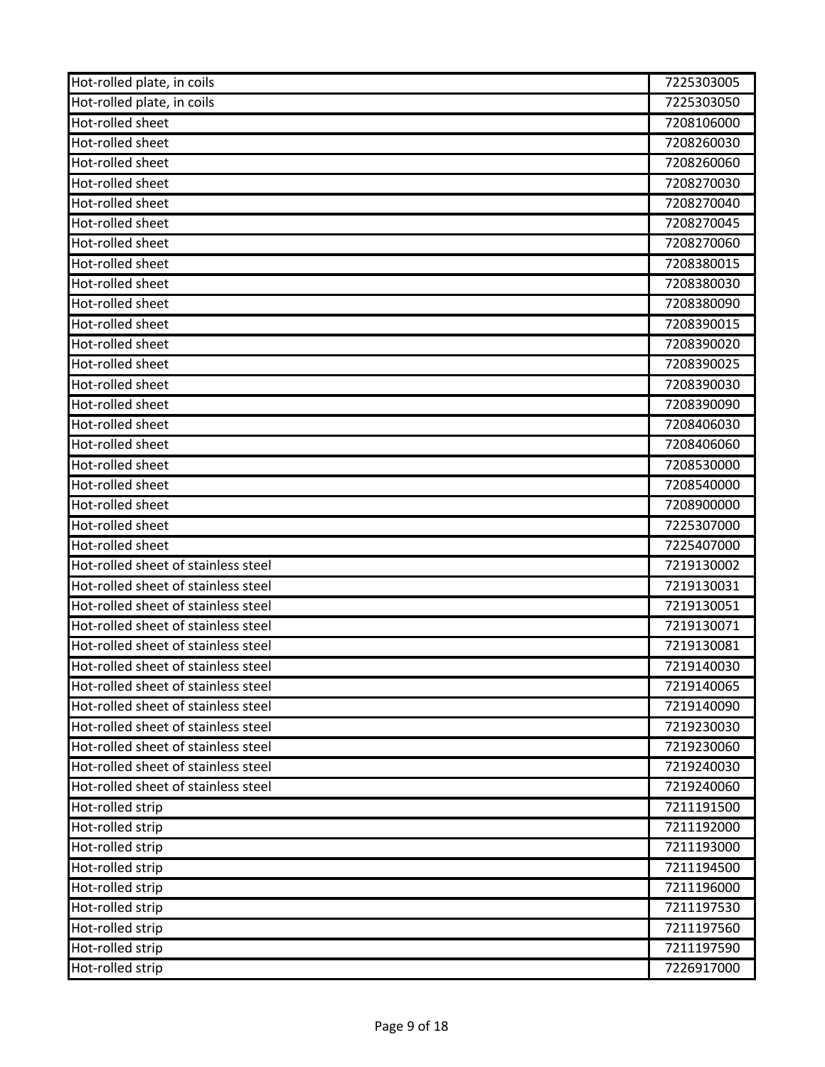| | |
|---|---|
| Hot-rolled plate, in coils | 7225303005 |
| Hot-rolled plate, in coils | 7225303050 |
| Hot-rolled sheet | 7208106000 |
| Hot-rolled sheet | 7208260030 |
| Hot-rolled sheet | 7208260060 |
| Hot-rolled sheet | 7208270030 |
| Hot-rolled sheet | 7208270040 |
| Hot-rolled sheet | 7208270045 |
| Hot-rolled sheet | 7208270060 |
| Hot-rolled sheet | 7208380015 |
| Hot-rolled sheet | 7208380030 |
| Hot-rolled sheet | 7208380090 |
| Hot-rolled sheet | 7208390015 |
| Hot-rolled sheet | 7208390020 |
| Hot-rolled sheet | 7208390025 |
| Hot-rolled sheet | 7208390030 |
| Hot-rolled sheet | 7208390090 |
| Hot-rolled sheet | 7208406030 |
| Hot-rolled sheet | 7208406060 |
| Hot-rolled sheet | 7208530000 |
| Hot-rolled sheet | 7208540000 |
| Hot-rolled sheet | 7208900000 |
| Hot-rolled sheet | 7225307000 |
| Hot-rolled sheet | 7225407000 |
| Hot-rolled sheet of stainless steel | 7219130002 |
| Hot-rolled sheet of stainless steel | 7219130031 |
| Hot-rolled sheet of stainless steel | 7219130051 |
| Hot-rolled sheet of stainless steel | 7219130071 |
| Hot-rolled sheet of stainless steel | 7219130081 |
| Hot-rolled sheet of stainless steel | 7219140030 |
| Hot-rolled sheet of stainless steel | 7219140065 |
| Hot-rolled sheet of stainless steel | 7219140090 |
| Hot-rolled sheet of stainless steel | 7219230030 |
| Hot-rolled sheet of stainless steel | 7219230060 |
| Hot-rolled sheet of stainless steel | 7219240030 |
| Hot-rolled sheet of stainless steel | 7219240060 |
| Hot-rolled strip | 7211191500 |
| Hot-rolled strip | 7211192000 |
| Hot-rolled strip | 7211193000 |
| Hot-rolled strip | 7211194500 |
| Hot-rolled strip | 7211196000 |
| Hot-rolled strip | 7211197530 |
| Hot-rolled strip | 7211197560 |
| Hot-rolled strip | 7211197590 |
| Hot-rolled strip | 7226917000 |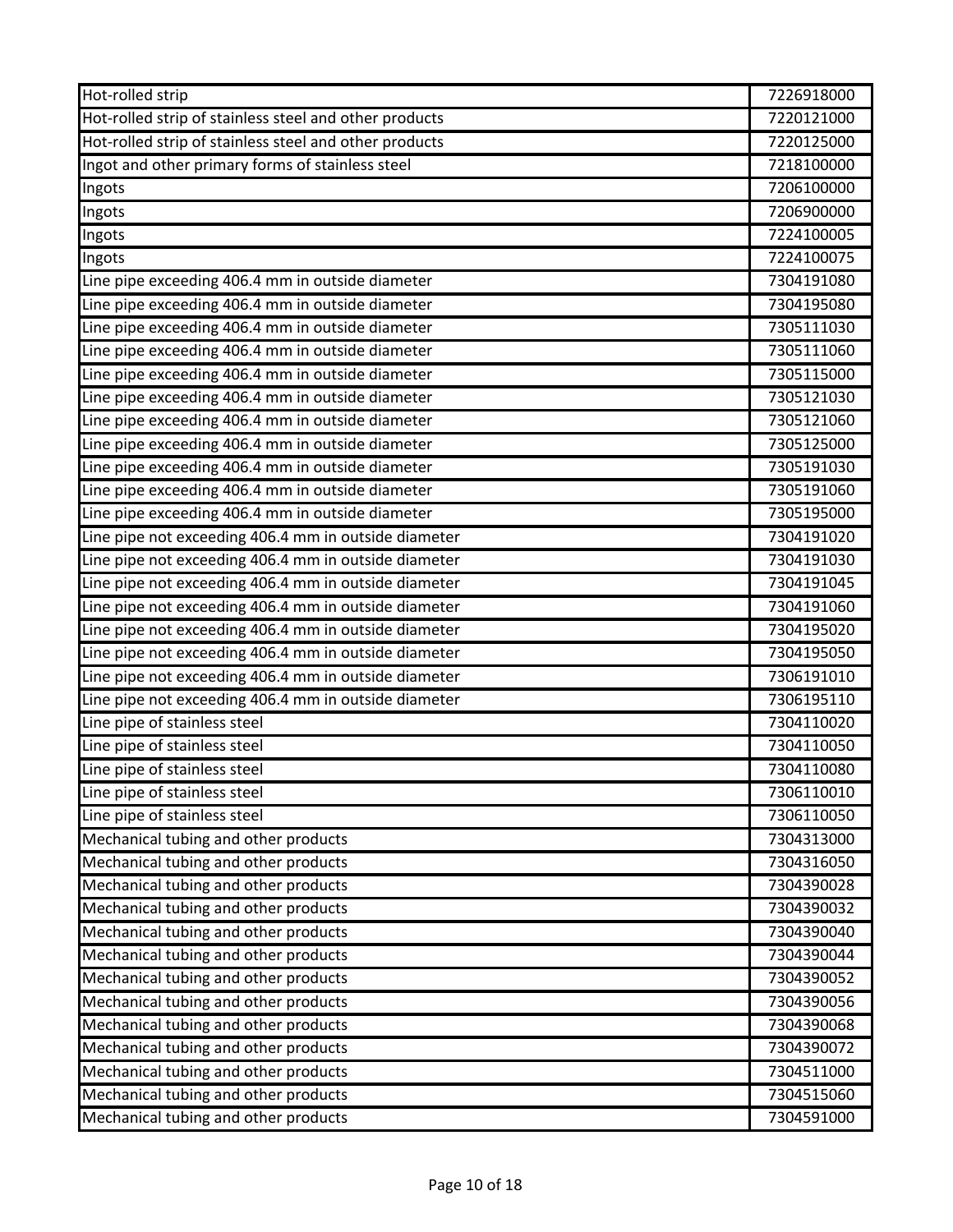| Hot-rolled strip | 7226918000 |
|---|---|
| Hot-rolled strip of stainless steel and other products | 7220121000 |
| Hot-rolled strip of stainless steel and other products | 7220125000 |
| Ingot and other primary forms of stainless steel | 7218100000 |
| Ingots | 7206100000 |
| Ingots | 7206900000 |
| Ingots | 7224100005 |
| Ingots | 7224100075 |
| Line pipe exceeding 406.4 mm in outside diameter | 7304191080 |
| Line pipe exceeding 406.4 mm in outside diameter | 7304195080 |
| Line pipe exceeding 406.4 mm in outside diameter | 7305111030 |
| Line pipe exceeding 406.4 mm in outside diameter | 7305111060 |
| Line pipe exceeding 406.4 mm in outside diameter | 7305115000 |
| Line pipe exceeding 406.4 mm in outside diameter | 7305121030 |
| Line pipe exceeding 406.4 mm in outside diameter | 7305121060 |
| Line pipe exceeding 406.4 mm in outside diameter | 7305125000 |
| Line pipe exceeding 406.4 mm in outside diameter | 7305191030 |
| Line pipe exceeding 406.4 mm in outside diameter | 7305191060 |
| Line pipe exceeding 406.4 mm in outside diameter | 7305195000 |
| Line pipe not exceeding 406.4 mm in outside diameter | 7304191020 |
| Line pipe not exceeding 406.4 mm in outside diameter | 7304191030 |
| Line pipe not exceeding 406.4 mm in outside diameter | 7304191045 |
| Line pipe not exceeding 406.4 mm in outside diameter | 7304191060 |
| Line pipe not exceeding 406.4 mm in outside diameter | 7304195020 |
| Line pipe not exceeding 406.4 mm in outside diameter | 7304195050 |
| Line pipe not exceeding 406.4 mm in outside diameter | 7306191010 |
| Line pipe not exceeding 406.4 mm in outside diameter | 7306195110 |
| Line pipe of stainless steel | 7304110020 |
| Line pipe of stainless steel | 7304110050 |
| Line pipe of stainless steel | 7304110080 |
| Line pipe of stainless steel | 7306110010 |
| Line pipe of stainless steel | 7306110050 |
| Mechanical tubing and other products | 7304313000 |
| Mechanical tubing and other products | 7304316050 |
| Mechanical tubing and other products | 7304390028 |
| Mechanical tubing and other products | 7304390032 |
| Mechanical tubing and other products | 7304390040 |
| Mechanical tubing and other products | 7304390044 |
| Mechanical tubing and other products | 7304390052 |
| Mechanical tubing and other products | 7304390056 |
| Mechanical tubing and other products | 7304390068 |
| Mechanical tubing and other products | 7304390072 |
| Mechanical tubing and other products | 7304511000 |
| Mechanical tubing and other products | 7304515060 |
| Mechanical tubing and other products | 7304591000 |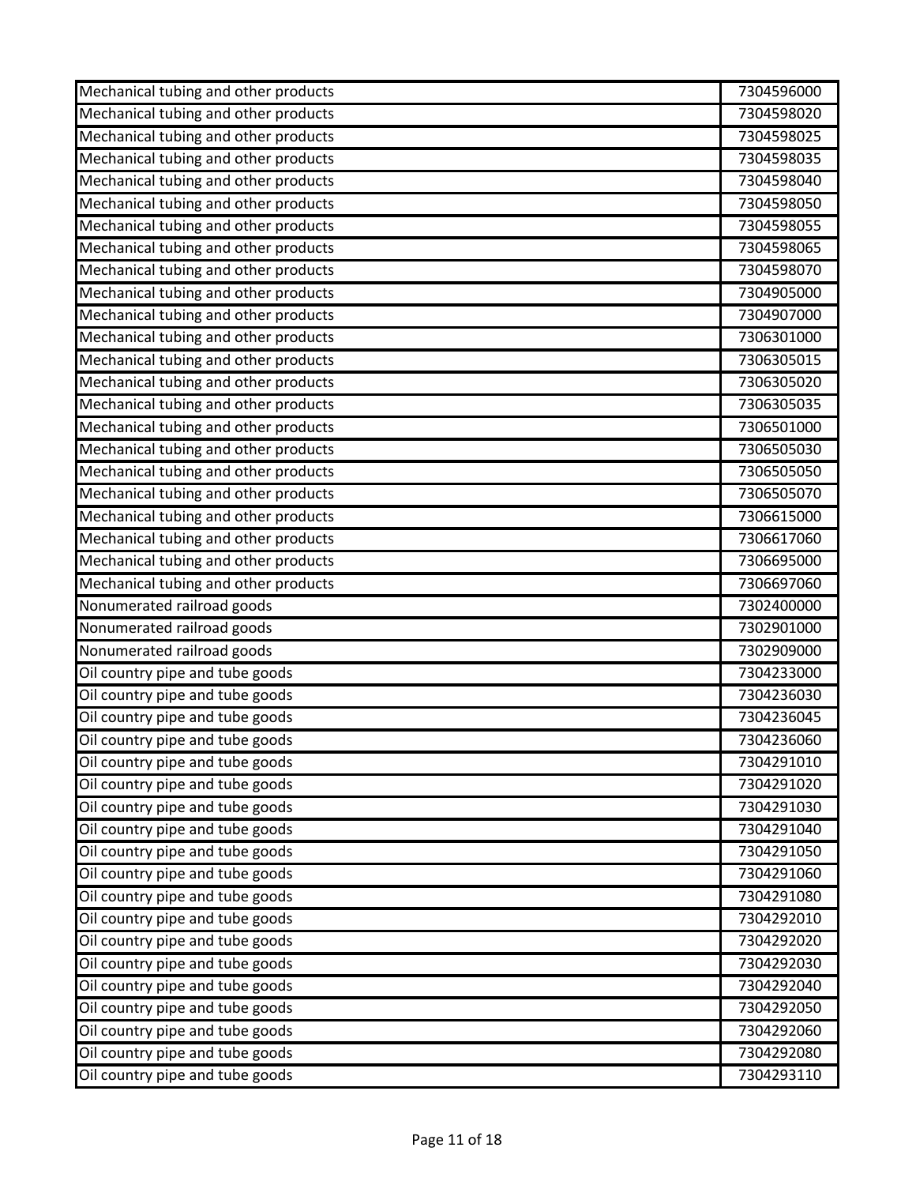| | |
|---|---|
| Mechanical tubing and other products | 7304596000 |
| Mechanical tubing and other products | 7304598020 |
| Mechanical tubing and other products | 7304598025 |
| Mechanical tubing and other products | 7304598035 |
| Mechanical tubing and other products | 7304598040 |
| Mechanical tubing and other products | 7304598050 |
| Mechanical tubing and other products | 7304598055 |
| Mechanical tubing and other products | 7304598065 |
| Mechanical tubing and other products | 7304598070 |
| Mechanical tubing and other products | 7304905000 |
| Mechanical tubing and other products | 7304907000 |
| Mechanical tubing and other products | 7306301000 |
| Mechanical tubing and other products | 7306305015 |
| Mechanical tubing and other products | 7306305020 |
| Mechanical tubing and other products | 7306305035 |
| Mechanical tubing and other products | 7306501000 |
| Mechanical tubing and other products | 7306505030 |
| Mechanical tubing and other products | 7306505050 |
| Mechanical tubing and other products | 7306505070 |
| Mechanical tubing and other products | 7306615000 |
| Mechanical tubing and other products | 7306617060 |
| Mechanical tubing and other products | 7306695000 |
| Mechanical tubing and other products | 7306697060 |
| Nonumerated railroad goods | 7302400000 |
| Nonumerated railroad goods | 7302901000 |
| Nonumerated railroad goods | 7302909000 |
| Oil country pipe and tube goods | 7304233000 |
| Oil country pipe and tube goods | 7304236030 |
| Oil country pipe and tube goods | 7304236045 |
| Oil country pipe and tube goods | 7304236060 |
| Oil country pipe and tube goods | 7304291010 |
| Oil country pipe and tube goods | 7304291020 |
| Oil country pipe and tube goods | 7304291030 |
| Oil country pipe and tube goods | 7304291040 |
| Oil country pipe and tube goods | 7304291050 |
| Oil country pipe and tube goods | 7304291060 |
| Oil country pipe and tube goods | 7304291080 |
| Oil country pipe and tube goods | 7304292010 |
| Oil country pipe and tube goods | 7304292020 |
| Oil country pipe and tube goods | 7304292030 |
| Oil country pipe and tube goods | 7304292040 |
| Oil country pipe and tube goods | 7304292050 |
| Oil country pipe and tube goods | 7304292060 |
| Oil country pipe and tube goods | 7304292080 |
| Oil country pipe and tube goods | 7304293110 |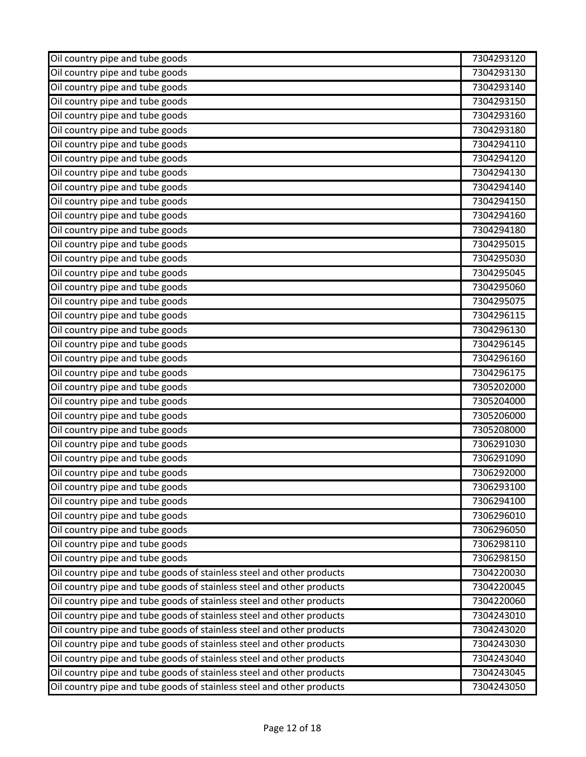| Oil country pipe and tube goods | 7304293120 |
|---|---|
| Oil country pipe and tube goods | 7304293130 |
| Oil country pipe and tube goods | 7304293140 |
| Oil country pipe and tube goods | 7304293150 |
| Oil country pipe and tube goods | 7304293160 |
| Oil country pipe and tube goods | 7304293180 |
| Oil country pipe and tube goods | 7304294110 |
| Oil country pipe and tube goods | 7304294120 |
| Oil country pipe and tube goods | 7304294130 |
| Oil country pipe and tube goods | 7304294140 |
| Oil country pipe and tube goods | 7304294150 |
| Oil country pipe and tube goods | 7304294160 |
| Oil country pipe and tube goods | 7304294180 |
| Oil country pipe and tube goods | 7304295015 |
| Oil country pipe and tube goods | 7304295030 |
| Oil country pipe and tube goods | 7304295045 |
| Oil country pipe and tube goods | 7304295060 |
| Oil country pipe and tube goods | 7304295075 |
| Oil country pipe and tube goods | 7304296115 |
| Oil country pipe and tube goods | 7304296130 |
| Oil country pipe and tube goods | 7304296145 |
| Oil country pipe and tube goods | 7304296160 |
| Oil country pipe and tube goods | 7304296175 |
| Oil country pipe and tube goods | 7305202000 |
| Oil country pipe and tube goods | 7305204000 |
| Oil country pipe and tube goods | 7305206000 |
| Oil country pipe and tube goods | 7305208000 |
| Oil country pipe and tube goods | 7306291030 |
| Oil country pipe and tube goods | 7306291090 |
| Oil country pipe and tube goods | 7306292000 |
| Oil country pipe and tube goods | 7306293100 |
| Oil country pipe and tube goods | 7306294100 |
| Oil country pipe and tube goods | 7306296010 |
| Oil country pipe and tube goods | 7306296050 |
| Oil country pipe and tube goods | 7306298110 |
| Oil country pipe and tube goods | 7306298150 |
| Oil country pipe and tube goods of stainless steel and other products | 7304220030 |
| Oil country pipe and tube goods of stainless steel and other products | 7304220045 |
| Oil country pipe and tube goods of stainless steel and other products | 7304220060 |
| Oil country pipe and tube goods of stainless steel and other products | 7304243010 |
| Oil country pipe and tube goods of stainless steel and other products | 7304243020 |
| Oil country pipe and tube goods of stainless steel and other products | 7304243030 |
| Oil country pipe and tube goods of stainless steel and other products | 7304243040 |
| Oil country pipe and tube goods of stainless steel and other products | 7304243045 |
| Oil country pipe and tube goods of stainless steel and other products | 7304243050 |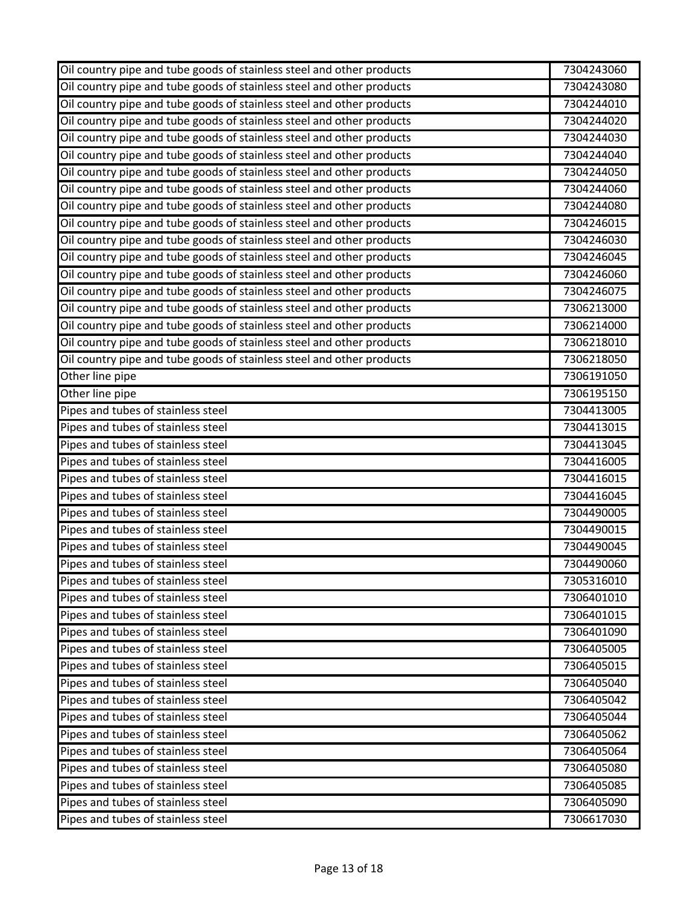| | |
|---|---|
| Oil country pipe and tube goods of stainless steel and other products | 7304243060 |
| Oil country pipe and tube goods of stainless steel and other products | 7304243080 |
| Oil country pipe and tube goods of stainless steel and other products | 7304244010 |
| Oil country pipe and tube goods of stainless steel and other products | 7304244020 |
| Oil country pipe and tube goods of stainless steel and other products | 7304244030 |
| Oil country pipe and tube goods of stainless steel and other products | 7304244040 |
| Oil country pipe and tube goods of stainless steel and other products | 7304244050 |
| Oil country pipe and tube goods of stainless steel and other products | 7304244060 |
| Oil country pipe and tube goods of stainless steel and other products | 7304244080 |
| Oil country pipe and tube goods of stainless steel and other products | 7304246015 |
| Oil country pipe and tube goods of stainless steel and other products | 7304246030 |
| Oil country pipe and tube goods of stainless steel and other products | 7304246045 |
| Oil country pipe and tube goods of stainless steel and other products | 7304246060 |
| Oil country pipe and tube goods of stainless steel and other products | 7304246075 |
| Oil country pipe and tube goods of stainless steel and other products | 7306213000 |
| Oil country pipe and tube goods of stainless steel and other products | 7306214000 |
| Oil country pipe and tube goods of stainless steel and other products | 7306218010 |
| Oil country pipe and tube goods of stainless steel and other products | 7306218050 |
| Other line pipe | 7306191050 |
| Other line pipe | 7306195150 |
| Pipes and tubes of stainless steel | 7304413005 |
| Pipes and tubes of stainless steel | 7304413015 |
| Pipes and tubes of stainless steel | 7304413045 |
| Pipes and tubes of stainless steel | 7304416005 |
| Pipes and tubes of stainless steel | 7304416015 |
| Pipes and tubes of stainless steel | 7304416045 |
| Pipes and tubes of stainless steel | 7304490005 |
| Pipes and tubes of stainless steel | 7304490015 |
| Pipes and tubes of stainless steel | 7304490045 |
| Pipes and tubes of stainless steel | 7304490060 |
| Pipes and tubes of stainless steel | 7305316010 |
| Pipes and tubes of stainless steel | 7306401010 |
| Pipes and tubes of stainless steel | 7306401015 |
| Pipes and tubes of stainless steel | 7306401090 |
| Pipes and tubes of stainless steel | 7306405005 |
| Pipes and tubes of stainless steel | 7306405015 |
| Pipes and tubes of stainless steel | 7306405040 |
| Pipes and tubes of stainless steel | 7306405042 |
| Pipes and tubes of stainless steel | 7306405044 |
| Pipes and tubes of stainless steel | 7306405062 |
| Pipes and tubes of stainless steel | 7306405064 |
| Pipes and tubes of stainless steel | 7306405080 |
| Pipes and tubes of stainless steel | 7306405085 |
| Pipes and tubes of stainless steel | 7306405090 |
| Pipes and tubes of stainless steel | 7306617030 |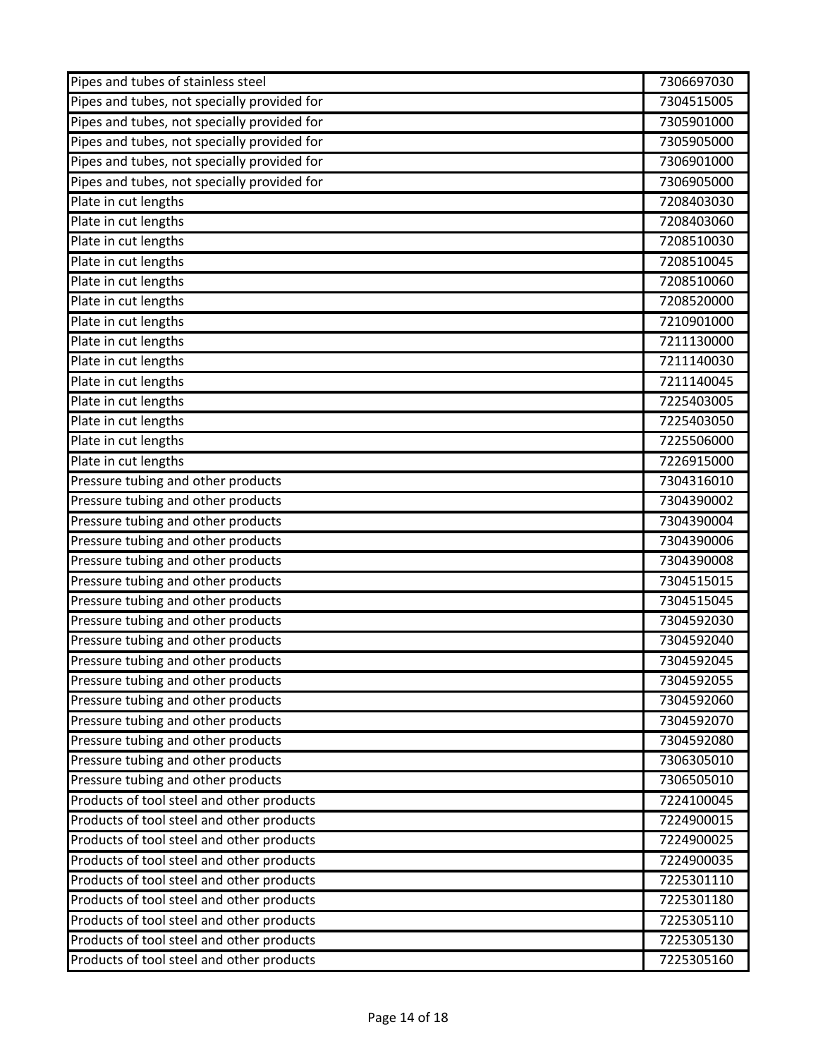| Pipes and tubes of stainless steel | 7306697030 |
|---|---|
| Pipes and tubes, not specially provided for | 7304515005 |
| Pipes and tubes, not specially provided for | 7305901000 |
| Pipes and tubes, not specially provided for | 7305905000 |
| Pipes and tubes, not specially provided for | 7306901000 |
| Pipes and tubes, not specially provided for | 7306905000 |
| Plate in cut lengths | 7208403030 |
| Plate in cut lengths | 7208403060 |
| Plate in cut lengths | 7208510030 |
| Plate in cut lengths | 7208510045 |
| Plate in cut lengths | 7208510060 |
| Plate in cut lengths | 7208520000 |
| Plate in cut lengths | 7210901000 |
| Plate in cut lengths | 7211130000 |
| Plate in cut lengths | 7211140030 |
| Plate in cut lengths | 7211140045 |
| Plate in cut lengths | 7225403005 |
| Plate in cut lengths | 7225403050 |
| Plate in cut lengths | 7225506000 |
| Plate in cut lengths | 7226915000 |
| Pressure tubing and other products | 7304316010 |
| Pressure tubing and other products | 7304390002 |
| Pressure tubing and other products | 7304390004 |
| Pressure tubing and other products | 7304390006 |
| Pressure tubing and other products | 7304390008 |
| Pressure tubing and other products | 7304515015 |
| Pressure tubing and other products | 7304515045 |
| Pressure tubing and other products | 7304592030 |
| Pressure tubing and other products | 7304592040 |
| Pressure tubing and other products | 7304592045 |
| Pressure tubing and other products | 7304592055 |
| Pressure tubing and other products | 7304592060 |
| Pressure tubing and other products | 7304592070 |
| Pressure tubing and other products | 7304592080 |
| Pressure tubing and other products | 7306305010 |
| Pressure tubing and other products | 7306505010 |
| Products of tool steel and other products | 7224100045 |
| Products of tool steel and other products | 7224900015 |
| Products of tool steel and other products | 7224900025 |
| Products of tool steel and other products | 7224900035 |
| Products of tool steel and other products | 7225301110 |
| Products of tool steel and other products | 7225301180 |
| Products of tool steel and other products | 7225305110 |
| Products of tool steel and other products | 7225305130 |
| Products of tool steel and other products | 7225305160 |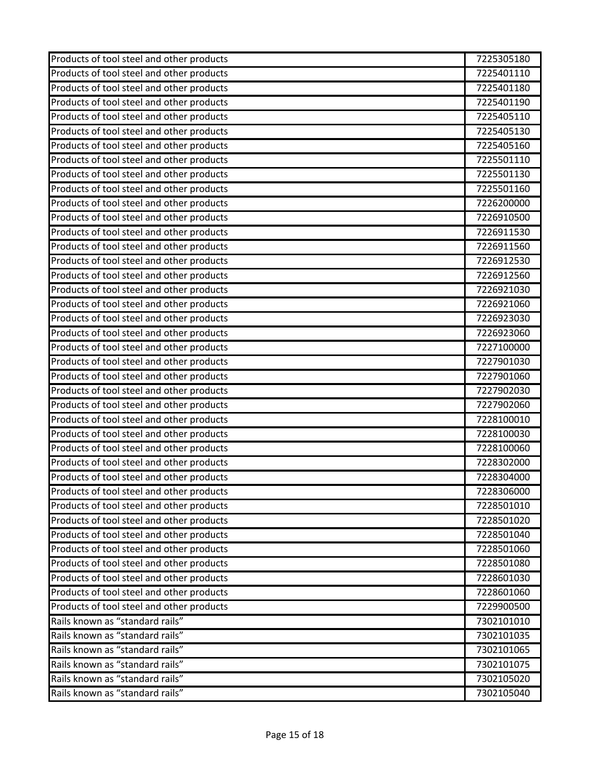| | |
|---|---|
| Products of tool steel and other products | 7225305180 |
| Products of tool steel and other products | 7225401110 |
| Products of tool steel and other products | 7225401180 |
| Products of tool steel and other products | 7225401190 |
| Products of tool steel and other products | 7225405110 |
| Products of tool steel and other products | 7225405130 |
| Products of tool steel and other products | 7225405160 |
| Products of tool steel and other products | 7225501110 |
| Products of tool steel and other products | 7225501130 |
| Products of tool steel and other products | 7225501160 |
| Products of tool steel and other products | 7226200000 |
| Products of tool steel and other products | 7226910500 |
| Products of tool steel and other products | 7226911530 |
| Products of tool steel and other products | 7226911560 |
| Products of tool steel and other products | 7226912530 |
| Products of tool steel and other products | 7226912560 |
| Products of tool steel and other products | 7226921030 |
| Products of tool steel and other products | 7226921060 |
| Products of tool steel and other products | 7226923030 |
| Products of tool steel and other products | 7226923060 |
| Products of tool steel and other products | 7227100000 |
| Products of tool steel and other products | 7227901030 |
| Products of tool steel and other products | 7227901060 |
| Products of tool steel and other products | 7227902030 |
| Products of tool steel and other products | 7227902060 |
| Products of tool steel and other products | 7228100010 |
| Products of tool steel and other products | 7228100030 |
| Products of tool steel and other products | 7228100060 |
| Products of tool steel and other products | 7228302000 |
| Products of tool steel and other products | 7228304000 |
| Products of tool steel and other products | 7228306000 |
| Products of tool steel and other products | 7228501010 |
| Products of tool steel and other products | 7228501020 |
| Products of tool steel and other products | 7228501040 |
| Products of tool steel and other products | 7228501060 |
| Products of tool steel and other products | 7228501080 |
| Products of tool steel and other products | 7228601030 |
| Products of tool steel and other products | 7228601060 |
| Products of tool steel and other products | 7229900500 |
| Rails known as "standard rails" | 7302101010 |
| Rails known as "standard rails" | 7302101035 |
| Rails known as "standard rails" | 7302101065 |
| Rails known as "standard rails" | 7302101075 |
| Rails known as "standard rails" | 7302105020 |
| Rails known as "standard rails" | 7302105040 |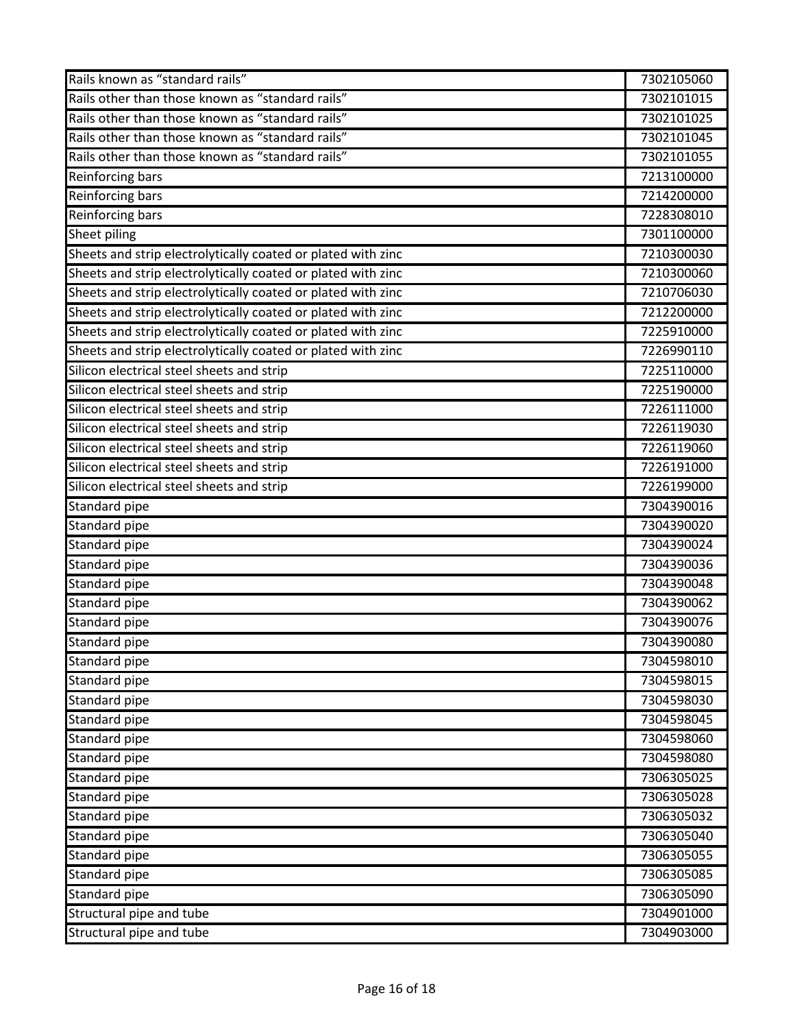| | |
|---|---|
| Rails known as “standard rails” | 7302105060 |
| Rails other than those known as “standard rails” | 7302101015 |
| Rails other than those known as “standard rails” | 7302101025 |
| Rails other than those known as “standard rails” | 7302101045 |
| Rails other than those known as “standard rails” | 7302101055 |
| Reinforcing bars | 7213100000 |
| Reinforcing bars | 7214200000 |
| Reinforcing bars | 7228308010 |
| Sheet piling | 7301100000 |
| Sheets and strip electrolytically coated or plated with zinc | 7210300030 |
| Sheets and strip electrolytically coated or plated with zinc | 7210300060 |
| Sheets and strip electrolytically coated or plated with zinc | 7210706030 |
| Sheets and strip electrolytically coated or plated with zinc | 7212200000 |
| Sheets and strip electrolytically coated or plated with zinc | 7225910000 |
| Sheets and strip electrolytically coated or plated with zinc | 7226990110 |
| Silicon electrical steel sheets and strip | 7225110000 |
| Silicon electrical steel sheets and strip | 7225190000 |
| Silicon electrical steel sheets and strip | 7226111000 |
| Silicon electrical steel sheets and strip | 7226119030 |
| Silicon electrical steel sheets and strip | 7226119060 |
| Silicon electrical steel sheets and strip | 7226191000 |
| Silicon electrical steel sheets and strip | 7226199000 |
| Standard pipe | 7304390016 |
| Standard pipe | 7304390020 |
| Standard pipe | 7304390024 |
| Standard pipe | 7304390036 |
| Standard pipe | 7304390048 |
| Standard pipe | 7304390062 |
| Standard pipe | 7304390076 |
| Standard pipe | 7304390080 |
| Standard pipe | 7304598010 |
| Standard pipe | 7304598015 |
| Standard pipe | 7304598030 |
| Standard pipe | 7304598045 |
| Standard pipe | 7304598060 |
| Standard pipe | 7304598080 |
| Standard pipe | 7306305025 |
| Standard pipe | 7306305028 |
| Standard pipe | 7306305032 |
| Standard pipe | 7306305040 |
| Standard pipe | 7306305055 |
| Standard pipe | 7306305085 |
| Standard pipe | 7306305090 |
| Structural pipe and tube | 7304901000 |
| Structural pipe and tube | 7304903000 |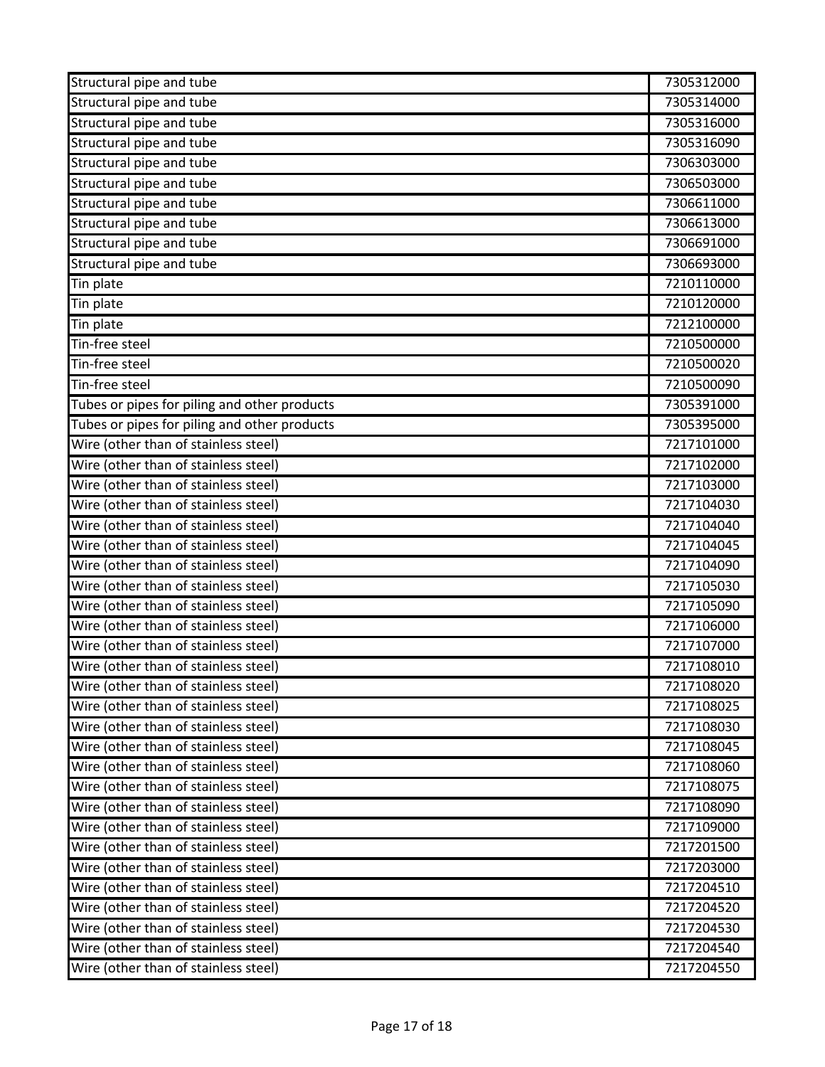| | |
|---|---|
| Structural pipe and tube | 7305312000 |
| Structural pipe and tube | 7305314000 |
| Structural pipe and tube | 7305316000 |
| Structural pipe and tube | 7305316090 |
| Structural pipe and tube | 7306303000 |
| Structural pipe and tube | 7306503000 |
| Structural pipe and tube | 7306611000 |
| Structural pipe and tube | 7306613000 |
| Structural pipe and tube | 7306691000 |
| Structural pipe and tube | 7306693000 |
| Tin plate | 7210110000 |
| Tin plate | 7210120000 |
| Tin plate | 7212100000 |
| Tin-free steel | 7210500000 |
| Tin-free steel | 7210500020 |
| Tin-free steel | 7210500090 |
| Tubes or pipes for piling and other products | 7305391000 |
| Tubes or pipes for piling and other products | 7305395000 |
| Wire (other than of stainless steel) | 7217101000 |
| Wire (other than of stainless steel) | 7217102000 |
| Wire (other than of stainless steel) | 7217103000 |
| Wire (other than of stainless steel) | 7217104030 |
| Wire (other than of stainless steel) | 7217104040 |
| Wire (other than of stainless steel) | 7217104045 |
| Wire (other than of stainless steel) | 7217104090 |
| Wire (other than of stainless steel) | 7217105030 |
| Wire (other than of stainless steel) | 7217105090 |
| Wire (other than of stainless steel) | 7217106000 |
| Wire (other than of stainless steel) | 7217107000 |
| Wire (other than of stainless steel) | 7217108010 |
| Wire (other than of stainless steel) | 7217108020 |
| Wire (other than of stainless steel) | 7217108025 |
| Wire (other than of stainless steel) | 7217108030 |
| Wire (other than of stainless steel) | 7217108045 |
| Wire (other than of stainless steel) | 7217108060 |
| Wire (other than of stainless steel) | 7217108075 |
| Wire (other than of stainless steel) | 7217108090 |
| Wire (other than of stainless steel) | 7217109000 |
| Wire (other than of stainless steel) | 7217201500 |
| Wire (other than of stainless steel) | 7217203000 |
| Wire (other than of stainless steel) | 7217204510 |
| Wire (other than of stainless steel) | 7217204520 |
| Wire (other than of stainless steel) | 7217204530 |
| Wire (other than of stainless steel) | 7217204540 |
| Wire (other than of stainless steel) | 7217204550 |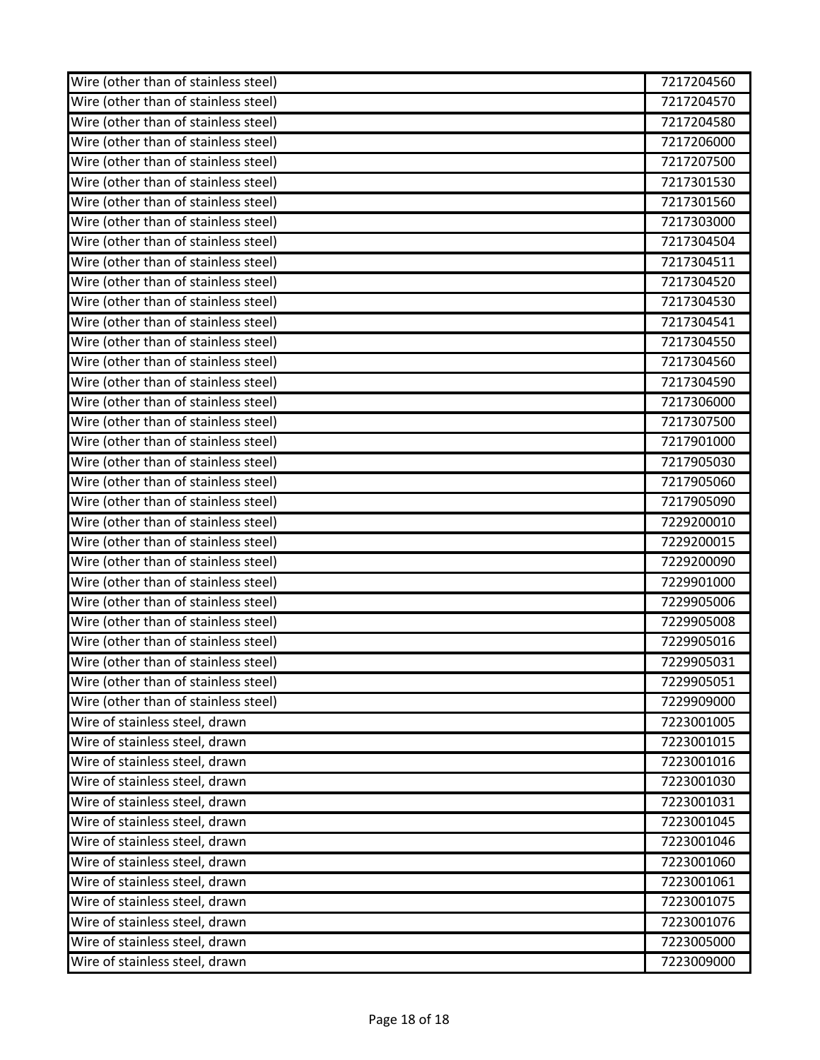| | |
|---|---|
| Wire (other than of stainless steel) | 7217204560 |
| Wire (other than of stainless steel) | 7217204570 |
| Wire (other than of stainless steel) | 7217204580 |
| Wire (other than of stainless steel) | 7217206000 |
| Wire (other than of stainless steel) | 7217207500 |
| Wire (other than of stainless steel) | 7217301530 |
| Wire (other than of stainless steel) | 7217301560 |
| Wire (other than of stainless steel) | 7217303000 |
| Wire (other than of stainless steel) | 7217304504 |
| Wire (other than of stainless steel) | 7217304511 |
| Wire (other than of stainless steel) | 7217304520 |
| Wire (other than of stainless steel) | 7217304530 |
| Wire (other than of stainless steel) | 7217304541 |
| Wire (other than of stainless steel) | 7217304550 |
| Wire (other than of stainless steel) | 7217304560 |
| Wire (other than of stainless steel) | 7217304590 |
| Wire (other than of stainless steel) | 7217306000 |
| Wire (other than of stainless steel) | 7217307500 |
| Wire (other than of stainless steel) | 7217901000 |
| Wire (other than of stainless steel) | 7217905030 |
| Wire (other than of stainless steel) | 7217905060 |
| Wire (other than of stainless steel) | 7217905090 |
| Wire (other than of stainless steel) | 7229200010 |
| Wire (other than of stainless steel) | 7229200015 |
| Wire (other than of stainless steel) | 7229200090 |
| Wire (other than of stainless steel) | 7229901000 |
| Wire (other than of stainless steel) | 7229905006 |
| Wire (other than of stainless steel) | 7229905008 |
| Wire (other than of stainless steel) | 7229905016 |
| Wire (other than of stainless steel) | 7229905031 |
| Wire (other than of stainless steel) | 7229905051 |
| Wire (other than of stainless steel) | 7229909000 |
| Wire of stainless steel, drawn | 7223001005 |
| Wire of stainless steel, drawn | 7223001015 |
| Wire of stainless steel, drawn | 7223001016 |
| Wire of stainless steel, drawn | 7223001030 |
| Wire of stainless steel, drawn | 7223001031 |
| Wire of stainless steel, drawn | 7223001045 |
| Wire of stainless steel, drawn | 7223001046 |
| Wire of stainless steel, drawn | 7223001060 |
| Wire of stainless steel, drawn | 7223001061 |
| Wire of stainless steel, drawn | 7223001075 |
| Wire of stainless steel, drawn | 7223001076 |
| Wire of stainless steel, drawn | 7223005000 |
| Wire of stainless steel, drawn | 7223009000 |